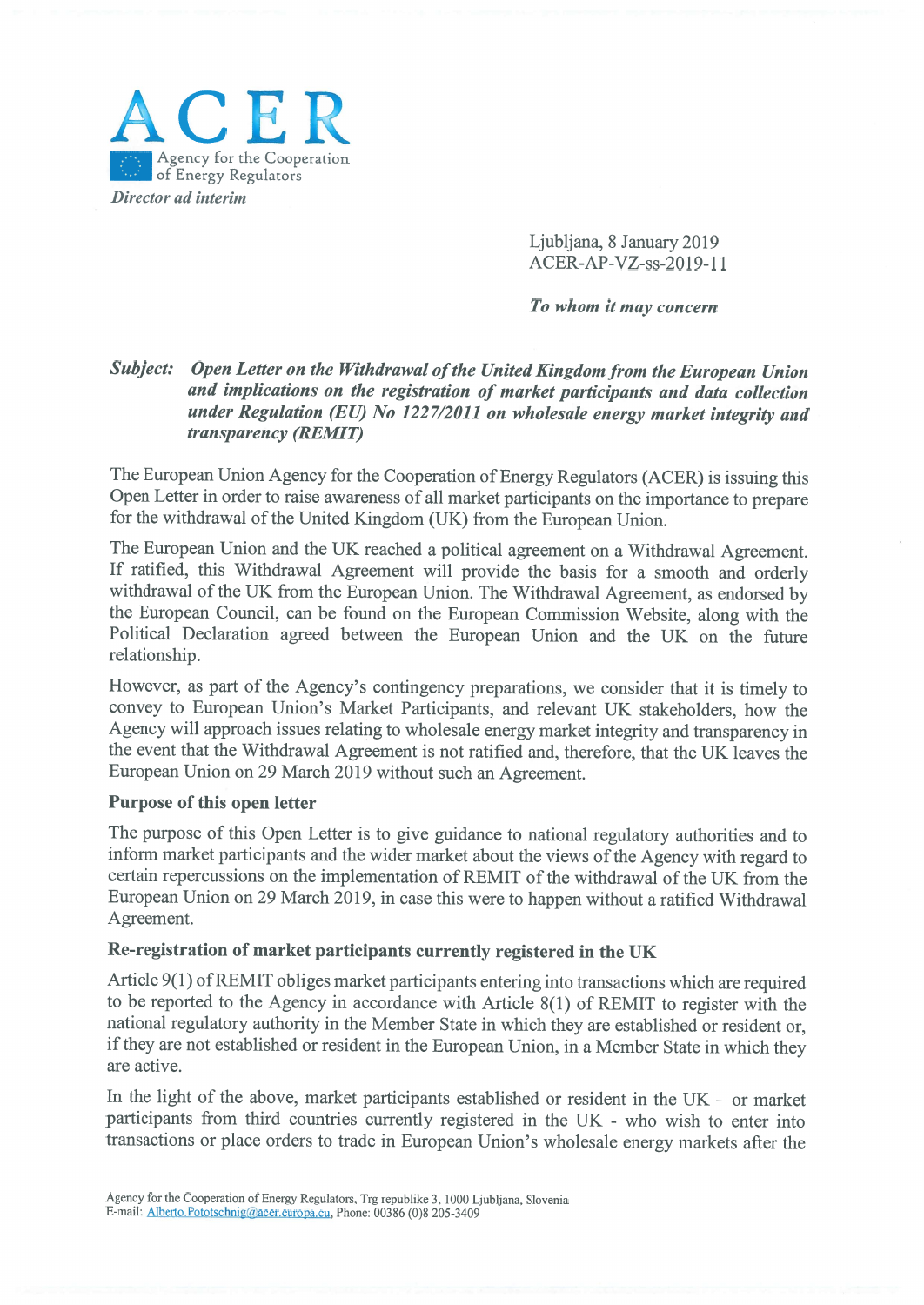**ACER**

Agency for the Cooperation of Energy Regulators

*Director ad interim*

Ljubljana, 8 January 2019
ACER-AP-VZ-ss-2019-11

*To whom it may concern*

***Subject:*** ***Open Letter on the Withdrawal of the United Kingdom from the European Union and implications on the registration of market participants and data collection under Regulation (EU) No 1227/2011 on wholesale energy market integrity and transparency (REMIT)***

The European Union Agency for the Cooperation of Energy Regulators (ACER) is issuing this Open Letter in order to raise awareness of all market participants on the importance to prepare for the withdrawal of the United Kingdom (UK) from the European Union.

The European Union and the UK reached a political agreement on a Withdrawal Agreement. If ratified, this Withdrawal Agreement will provide the basis for a smooth and orderly withdrawal of the UK from the European Union. The Withdrawal Agreement, as endorsed by the European Council, can be found on the European Commission Website, along with the Political Declaration agreed between the European Union and the UK on the future relationship.

However, as part of the Agency's contingency preparations, we consider that it is timely to convey to European Union's Market Participants, and relevant UK stakeholders, how the Agency will approach issues relating to wholesale energy market integrity and transparency in the event that the Withdrawal Agreement is not ratified and, therefore, that the UK leaves the European Union on 29 March 2019 without such an Agreement.

**Purpose of this open letter**

The purpose of this Open Letter is to give guidance to national regulatory authorities and to inform market participants and the wider market about the views of the Agency with regard to certain repercussions on the implementation of REMIT of the withdrawal of the UK from the European Union on 29 March 2019, in case this were to happen without a ratified Withdrawal Agreement.

**Re-registration of market participants currently registered in the UK**

Article 9(1) of REMIT obliges market participants entering into transactions which are required to be reported to the Agency in accordance with Article 8(1) of REMIT to register with the national regulatory authority in the Member State in which they are established or resident or, if they are not established or resident in the European Union, in a Member State in which they are active.

In the light of the above, market participants established or resident in the UK – or market participants from third countries currently registered in the UK - who wish to enter into transactions or place orders to trade in European Union's wholesale energy markets after the

Agency for the Cooperation of Energy Regulators, Trg republike 3, 1000 Ljubljana, Slovenia
E-mail: Alberto.Pototschnig@acer.europa.eu, Phone: 00386 (0)8 205-3409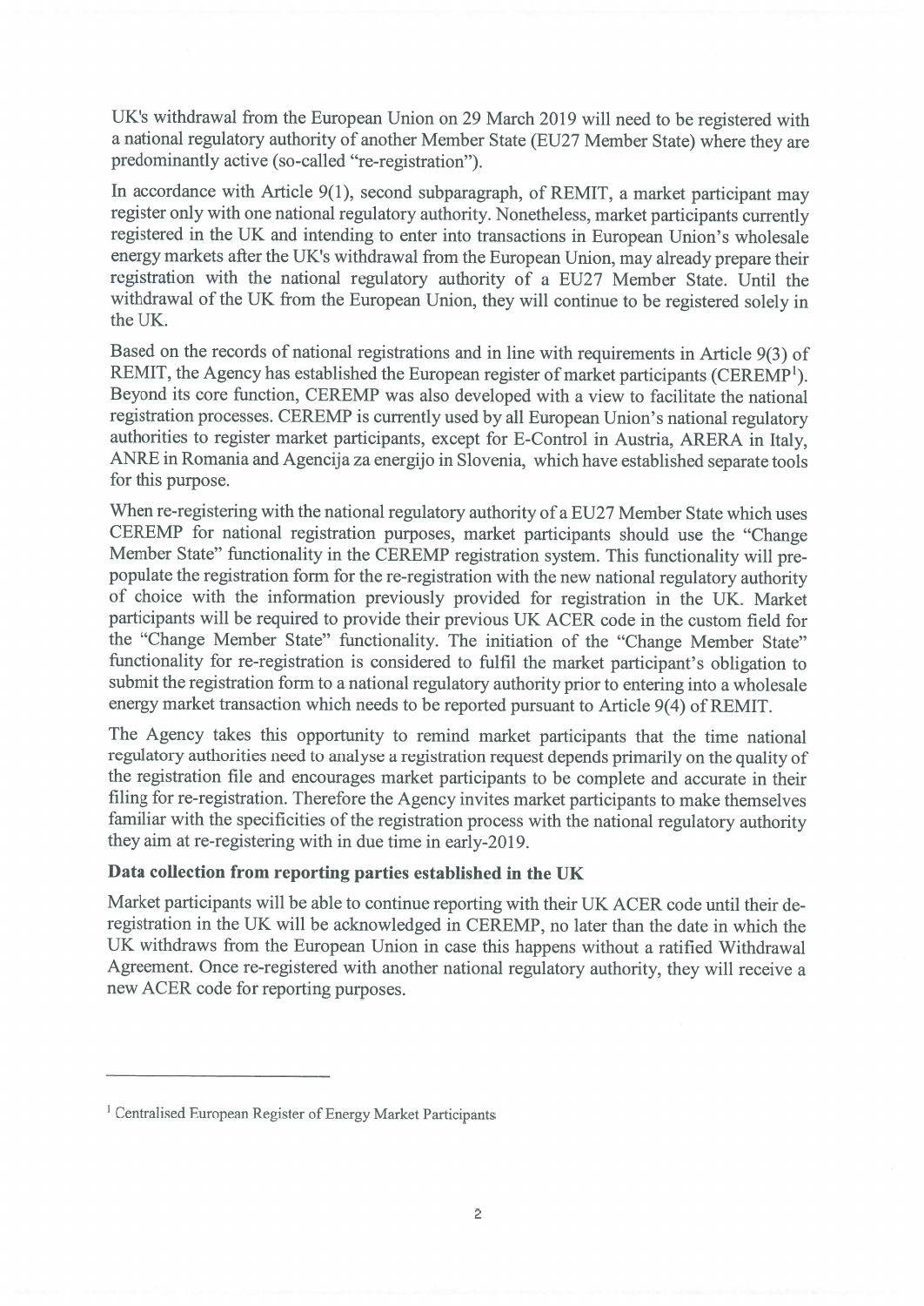UK's withdrawal from the European Union on 29 March 2019 will need to be registered with a national regulatory authority of another Member State (EU27 Member State) where they are predominantly active (so-called "re-registration").

In accordance with Article 9(1), second subparagraph, of REMIT, a market participant may register only with one national regulatory authority. Nonetheless, market participants currently registered in the UK and intending to enter into transactions in European Union's wholesale energy markets after the UK's withdrawal from the European Union, may already prepare their registration with the national regulatory authority of a EU27 Member State. Until the withdrawal of the UK from the European Union, they will continue to be registered solely in the UK.

Based on the records of national registrations and in line with requirements in Article 9(3) of REMIT, the Agency has established the European register of market participants (CEREMP[1]). Beyond its core function, CEREMP was also developed with a view to facilitate the national registration processes. CEREMP is currently used by all European Union's national regulatory authorities to register market participants, except for E-Control in Austria, ARERA in Italy, ANRE in Romania and Agencija za energijo in Slovenia, which have established separate tools for this purpose.

When re-registering with the national regulatory authority of a EU27 Member State which uses CEREMP for national registration purposes, market participants should use the "Change Member State" functionality in the CEREMP registration system. This functionality will pre-populate the registration form for the re-registration with the new national regulatory authority of choice with the information previously provided for registration in the UK. Market participants will be required to provide their previous UK ACER code in the custom field for the "Change Member State" functionality. The initiation of the "Change Member State" functionality for re-registration is considered to fulfil the market participant's obligation to submit the registration form to a national regulatory authority prior to entering into a wholesale energy market transaction which needs to be reported pursuant to Article 9(4) of REMIT.

The Agency takes this opportunity to remind market participants that the time national regulatory authorities need to analyse a registration request depends primarily on the quality of the registration file and encourages market participants to be complete and accurate in their filing for re-registration. Therefore the Agency invites market participants to make themselves familiar with the specificities of the registration process with the national regulatory authority they aim at re-registering with in due time in early-2019.

**Data collection from reporting parties established in the UK**

Market participants will be able to continue reporting with their UK ACER code until their de-registration in the UK will be acknowledged in CEREMP, no later than the date in which the UK withdraws from the European Union in case this happens without a ratified Withdrawal Agreement. Once re-registered with another national regulatory authority, they will receive a new ACER code for reporting purposes.

---

[1] Centralised European Register of Energy Market Participants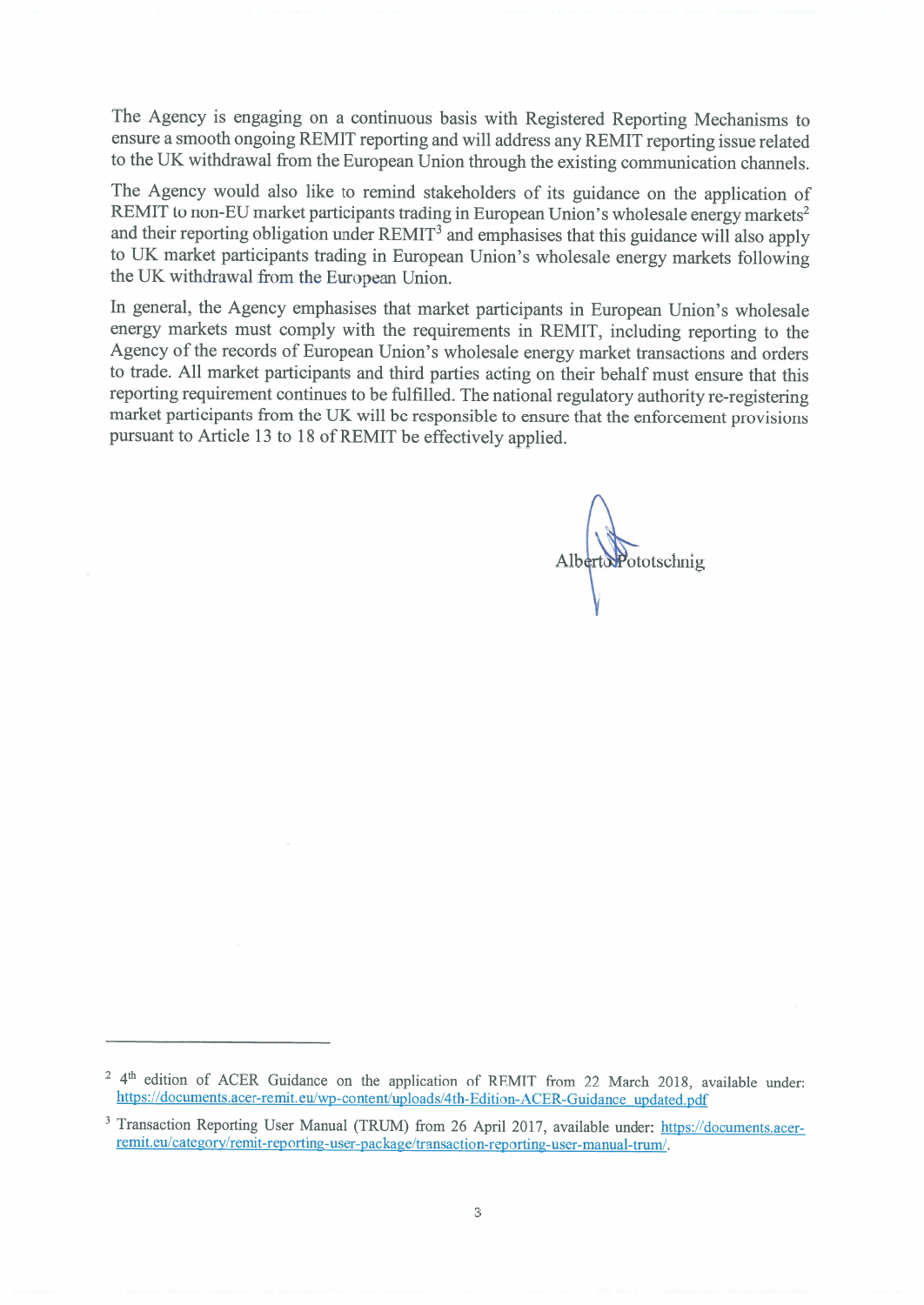The Agency is engaging on a continuous basis with Registered Reporting Mechanisms to ensure a smooth ongoing REMIT reporting and will address any REMIT reporting issue related to the UK withdrawal from the European Union through the existing communication channels.

The Agency would also like to remind stakeholders of its guidance on the application of REMIT to non-EU market participants trading in European Union's wholesale energy markets[2] and their reporting obligation under REMIT[3] and emphasises that this guidance will also apply to UK market participants trading in European Union's wholesale energy markets following the UK withdrawal from the European Union.

In general, the Agency emphasises that market participants in European Union's wholesale energy markets must comply with the requirements in REMIT, including reporting to the Agency of the records of European Union's wholesale energy market transactions and orders to trade. All market participants and third parties acting on their behalf must ensure that this reporting requirement continues to be fulfilled. The national regulatory authority re-registering market participants from the UK will be responsible to ensure that the enforcement provisions pursuant to Article 13 to 18 of REMIT be effectively applied.

Alberto Pototschnig

---

[2] 4th edition of ACER Guidance on the application of REMIT from 22 March 2018, available under: https://documents.acer-remit.eu/wp-content/uploads/4th-Edition-ACER-Guidance_updated.pdf

[3] Transaction Reporting User Manual (TRUM) from 26 April 2017, available under: https://documents.acer-remit.eu/category/remit-reporting-user-package/transaction-reporting-user-manual-trum/.